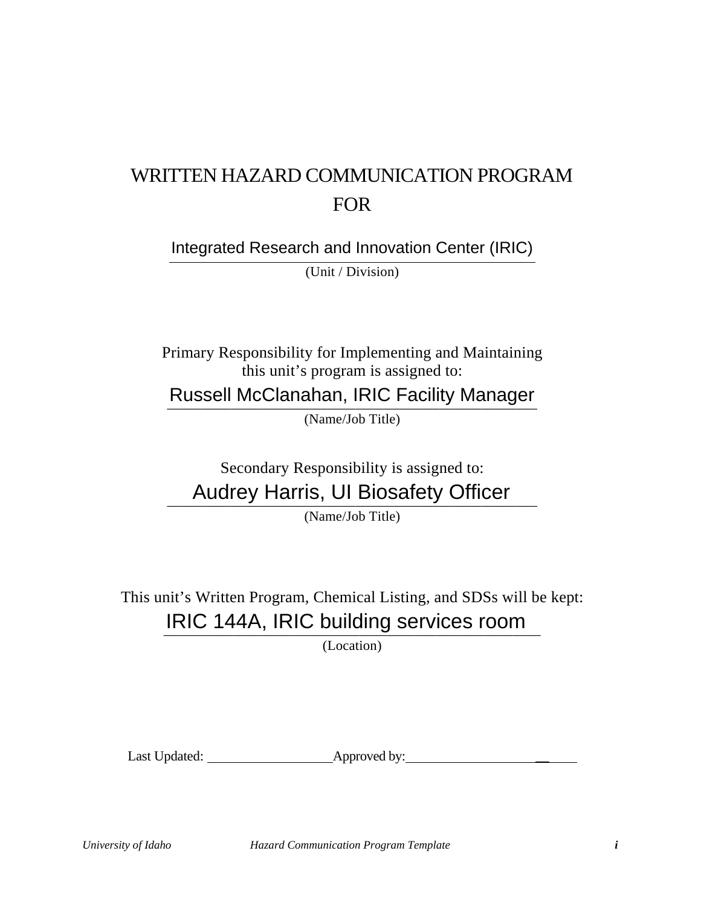# WRITTEN HAZARD COMMUNICATION PROGRAM FOR

Integrated Research and Innovation Center (IRIC)

(Unit / Division)

Primary Responsibility for Implementing and Maintaining this unit's program is assigned to:

Russell McClanahan, IRIC Facility Manager

(Name/Job Title)

Secondary Responsibility is assigned to:

Audrey Harris, UI Biosafety Officer

(Name/Job Title)

This unit's Written Program, Chemical Listing, and SDSs will be kept:

IRIC 144A, IRIC building services room

(Location)

Last Updated: ____________________ Approved by: ____________________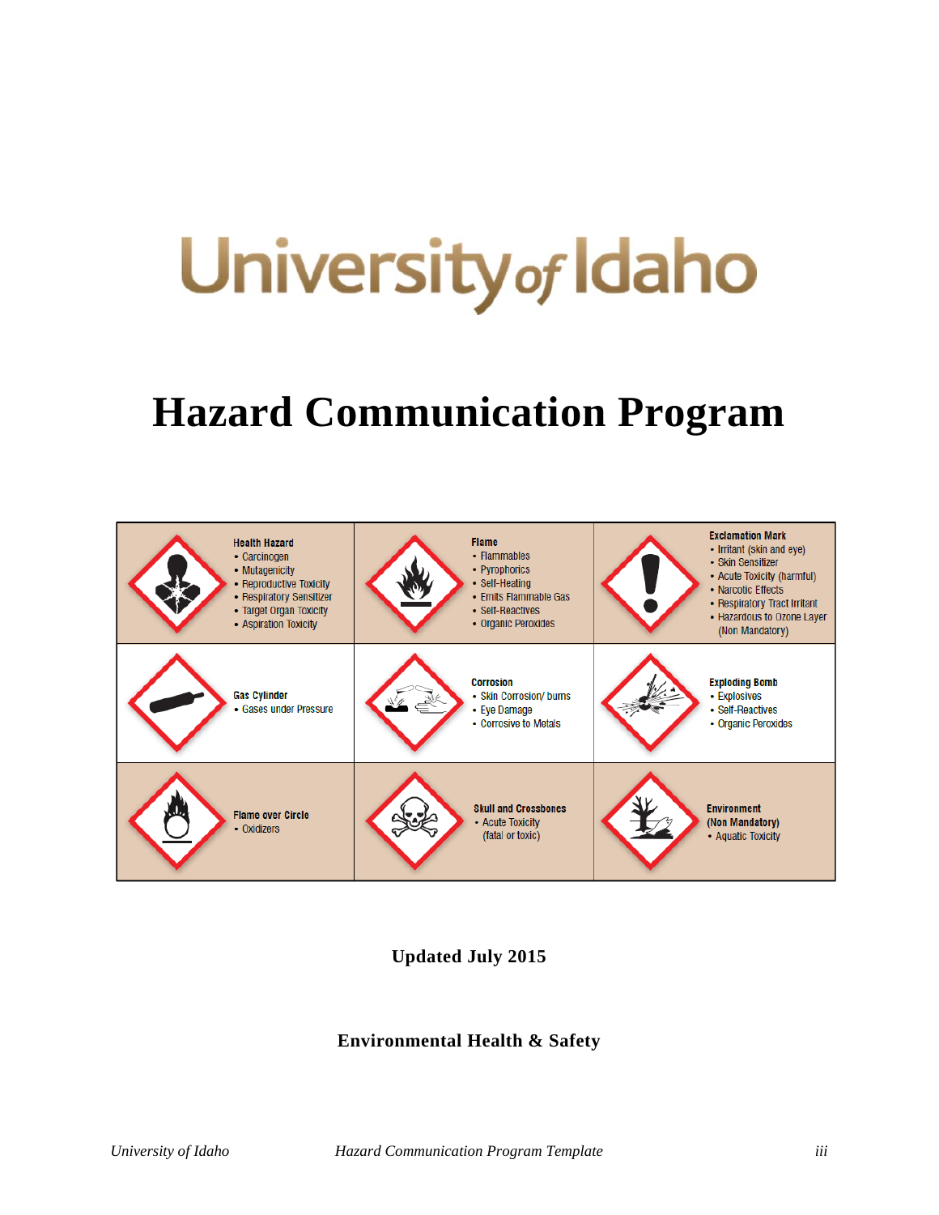University of Idaho

# Hazard Communication Program

| | | |
|---|---|---|
| **Health Hazard**<br>• Carcinogen<br>• Mutagenicity<br>• Reproductive Toxicity<br>• Respiratory Sensitizer<br>• Target Organ Toxicity<br>• Aspiration Toxicity | **Flame**<br>• Flammables<br>• Pyrophorics<br>• Self-Heating<br>• Emits Flammable Gas<br>• Self-Reactives<br>• Organic Peroxides | **Exclamation Mark**<br>• Irritant (skin and eye)<br>• Skin Sensitizer<br>• Acute Toxicity (harmful)<br>• Narcotic Effects<br>• Respiratory Tract Irritant<br>• Hazardous to Ozone Layer (Non Mandatory) |
| **Gas Cylinder**<br>• Gases under Pressure | **Corrosion**<br>• Skin Corrosion/ burns<br>• Eye Damage<br>• Corrosive to Metals | **Exploding Bomb**<br>• Explosives<br>• Self-Reactives<br>• Organic Peroxides |
| **Flame over Circle**<br>• Oxidizers | **Skull and Crossbones**<br>• Acute Toxicity (fatal or toxic) | **Environment (Non Mandatory)**<br>• Aquatic Toxicity |

**Updated July 2015**

**Environmental Health & Safety**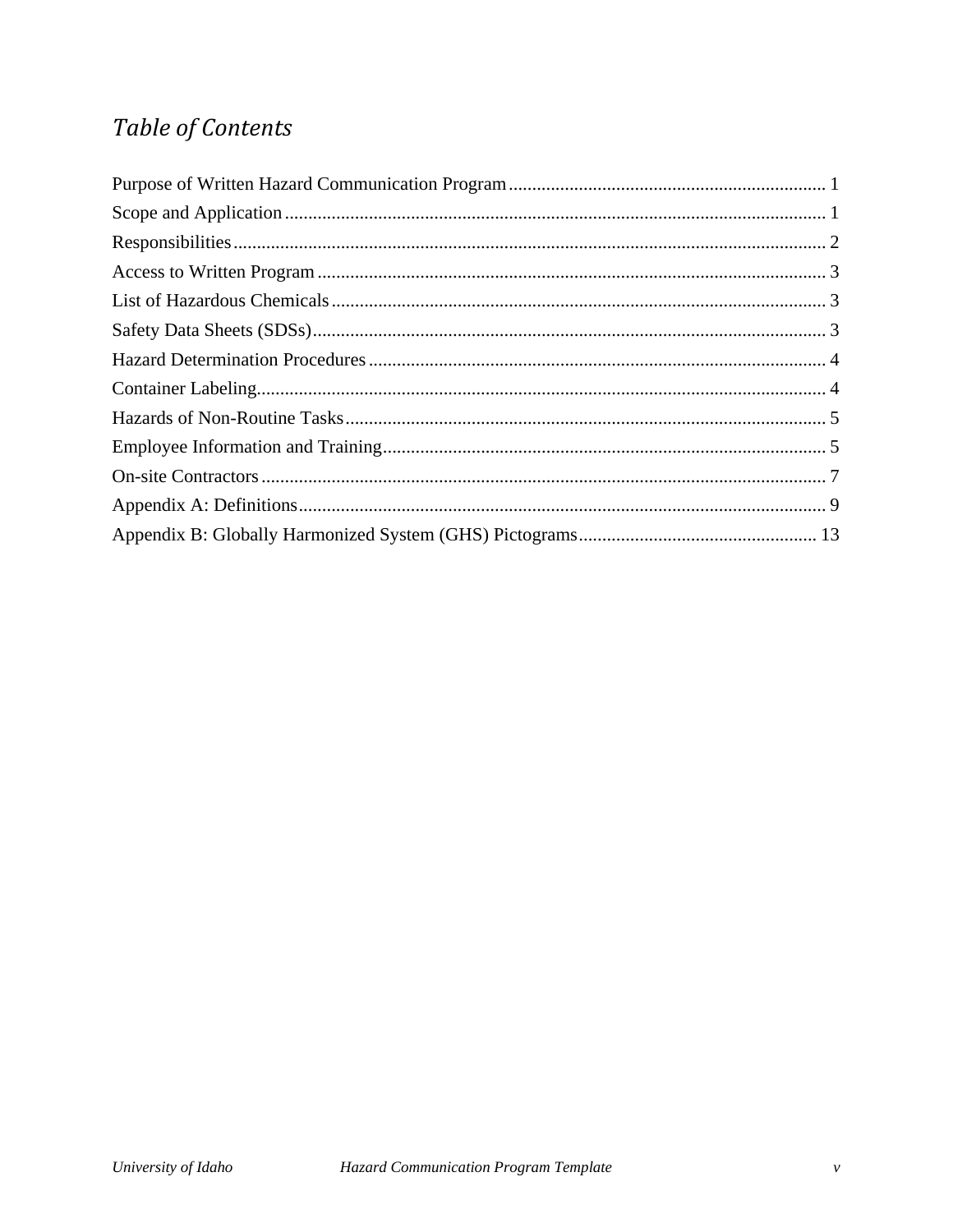# *Table of Contents*

Purpose of Written Hazard Communication Program ..... 1
Scope and Application ..... 1
Responsibilities ..... 2
Access to Written Program ..... 3
List of Hazardous Chemicals ..... 3
Safety Data Sheets (SDSs) ..... 3
Hazard Determination Procedures ..... 4
Container Labeling ..... 4
Hazards of Non-Routine Tasks ..... 5
Employee Information and Training ..... 5
On-site Contractors ..... 7
Appendix A: Definitions ..... 9
Appendix B: Globally Harmonized System (GHS) Pictograms ..... 13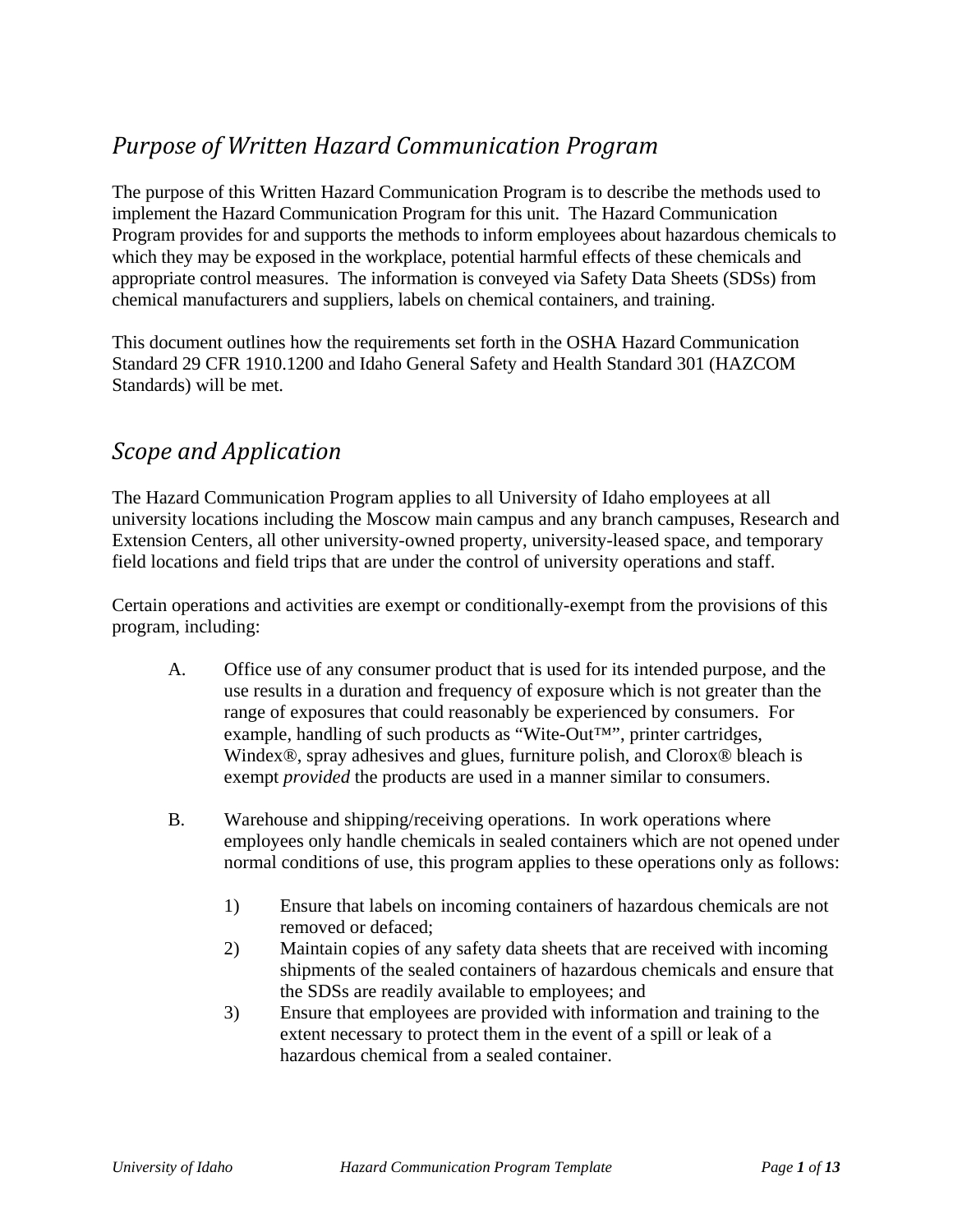## *Purpose of Written Hazard Communication Program*

The purpose of this Written Hazard Communication Program is to describe the methods used to implement the Hazard Communication Program for this unit. The Hazard Communication Program provides for and supports the methods to inform employees about hazardous chemicals to which they may be exposed in the workplace, potential harmful effects of these chemicals and appropriate control measures. The information is conveyed via Safety Data Sheets (SDSs) from chemical manufacturers and suppliers, labels on chemical containers, and training.

This document outlines how the requirements set forth in the OSHA Hazard Communication Standard 29 CFR 1910.1200 and Idaho General Safety and Health Standard 301 (HAZCOM Standards) will be met.

## *Scope and Application*

The Hazard Communication Program applies to all University of Idaho employees at all university locations including the Moscow main campus and any branch campuses, Research and Extension Centers, all other university-owned property, university-leased space, and temporary field locations and field trips that are under the control of university operations and staff.

Certain operations and activities are exempt or conditionally-exempt from the provisions of this program, including:

A. Office use of any consumer product that is used for its intended purpose, and the use results in a duration and frequency of exposure which is not greater than the range of exposures that could reasonably be experienced by consumers. For example, handling of such products as “Wite-Out™”, printer cartridges, Windex®, spray adhesives and glues, furniture polish, and Clorox® bleach is exempt *provided* the products are used in a manner similar to consumers.

B. Warehouse and shipping/receiving operations. In work operations where employees only handle chemicals in sealed containers which are not opened under normal conditions of use, this program applies to these operations only as follows:

   1) Ensure that labels on incoming containers of hazardous chemicals are not removed or defaced;
   2) Maintain copies of any safety data sheets that are received with incoming shipments of the sealed containers of hazardous chemicals and ensure that the SDSs are readily available to employees; and
   3) Ensure that employees are provided with information and training to the extent necessary to protect them in the event of a spill or leak of a hazardous chemical from a sealed container.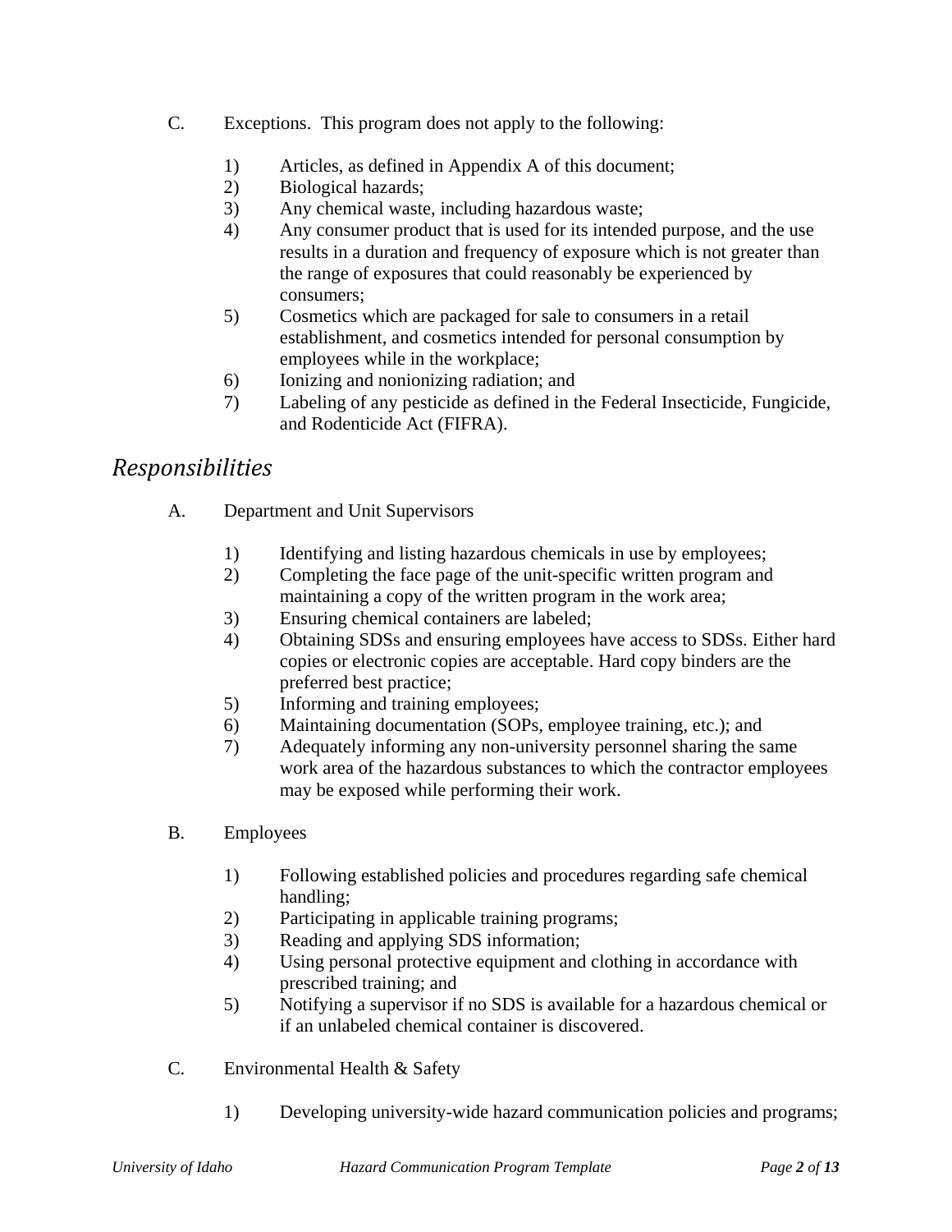C. Exceptions. This program does not apply to the following:

1) Articles, as defined in Appendix A of this document;
2) Biological hazards;
3) Any chemical waste, including hazardous waste;
4) Any consumer product that is used for its intended purpose, and the use results in a duration and frequency of exposure which is not greater than the range of exposures that could reasonably be experienced by consumers;
5) Cosmetics which are packaged for sale to consumers in a retail establishment, and cosmetics intended for personal consumption by employees while in the workplace;
6) Ionizing and nonionizing radiation; and
7) Labeling of any pesticide as defined in the Federal Insecticide, Fungicide, and Rodenticide Act (FIFRA).

## *Responsibilities*

A. Department and Unit Supervisors

1) Identifying and listing hazardous chemicals in use by employees;
2) Completing the face page of the unit-specific written program and maintaining a copy of the written program in the work area;
3) Ensuring chemical containers are labeled;
4) Obtaining SDSs and ensuring employees have access to SDSs. Either hard copies or electronic copies are acceptable. Hard copy binders are the preferred best practice;
5) Informing and training employees;
6) Maintaining documentation (SOPs, employee training, etc.); and
7) Adequately informing any non-university personnel sharing the same work area of the hazardous substances to which the contractor employees may be exposed while performing their work.

B. Employees

1) Following established policies and procedures regarding safe chemical handling;
2) Participating in applicable training programs;
3) Reading and applying SDS information;
4) Using personal protective equipment and clothing in accordance with prescribed training; and
5) Notifying a supervisor if no SDS is available for a hazardous chemical or if an unlabeled chemical container is discovered.

C. Environmental Health & Safety

1) Developing university-wide hazard communication policies and programs;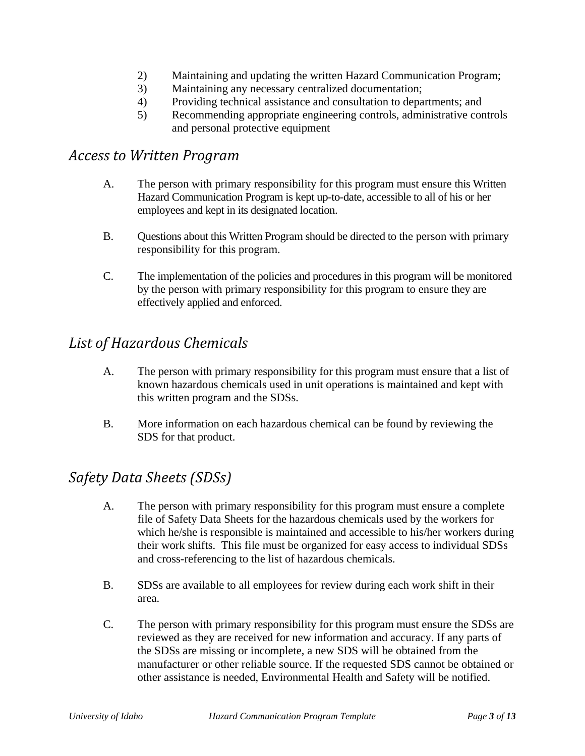2) Maintaining and updating the written Hazard Communication Program;
3) Maintaining any necessary centralized documentation;
4) Providing technical assistance and consultation to departments; and
5) Recommending appropriate engineering controls, administrative controls and personal protective equipment

## *Access to Written Program*

A. The person with primary responsibility for this program must ensure this Written Hazard Communication Program is kept up-to-date, accessible to all of his or her employees and kept in its designated location.

B. Questions about this Written Program should be directed to the person with primary responsibility for this program.

C. The implementation of the policies and procedures in this program will be monitored by the person with primary responsibility for this program to ensure they are effectively applied and enforced.

## *List of Hazardous Chemicals*

A. The person with primary responsibility for this program must ensure that a list of known hazardous chemicals used in unit operations is maintained and kept with this written program and the SDSs.

B. More information on each hazardous chemical can be found by reviewing the SDS for that product.

## *Safety Data Sheets (SDSs)*

A. The person with primary responsibility for this program must ensure a complete file of Safety Data Sheets for the hazardous chemicals used by the workers for which he/she is responsible is maintained and accessible to his/her workers during their work shifts. This file must be organized for easy access to individual SDSs and cross-referencing to the list of hazardous chemicals.

B. SDSs are available to all employees for review during each work shift in their area.

C. The person with primary responsibility for this program must ensure the SDSs are reviewed as they are received for new information and accuracy. If any parts of the SDSs are missing or incomplete, a new SDS will be obtained from the manufacturer or other reliable source. If the requested SDS cannot be obtained or other assistance is needed, Environmental Health and Safety will be notified.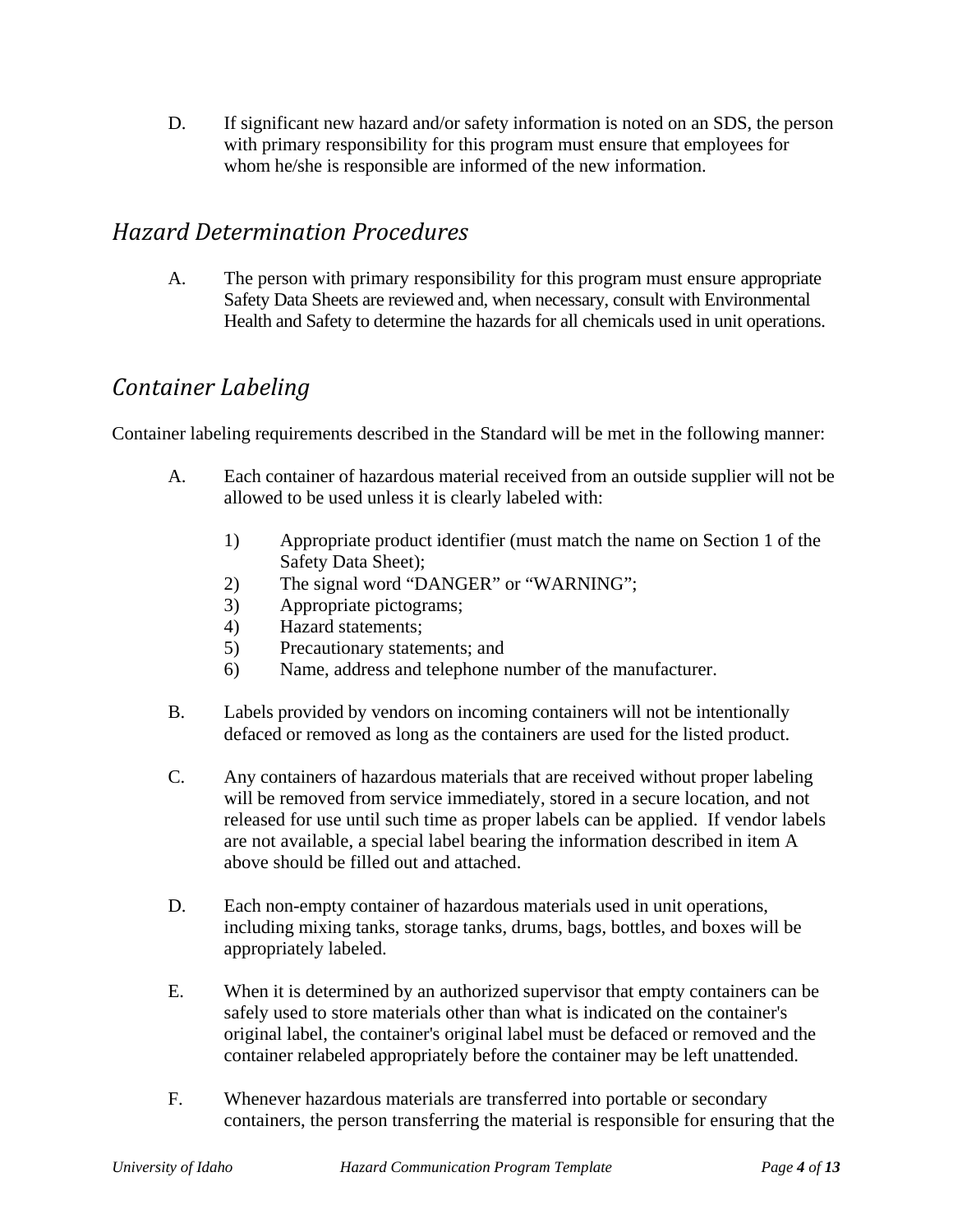D. If significant new hazard and/or safety information is noted on an SDS, the person with primary responsibility for this program must ensure that employees for whom he/she is responsible are informed of the new information.

## *Hazard Determination Procedures*

A. The person with primary responsibility for this program must ensure appropriate Safety Data Sheets are reviewed and, when necessary, consult with Environmental Health and Safety to determine the hazards for all chemicals used in unit operations.

## *Container Labeling*

Container labeling requirements described in the Standard will be met in the following manner:

A. Each container of hazardous material received from an outside supplier will not be allowed to be used unless it is clearly labeled with:

   1) Appropriate product identifier (must match the name on Section 1 of the Safety Data Sheet);
   2) The signal word "DANGER" or "WARNING";
   3) Appropriate pictograms;
   4) Hazard statements;
   5) Precautionary statements; and
   6) Name, address and telephone number of the manufacturer.

B. Labels provided by vendors on incoming containers will not be intentionally defaced or removed as long as the containers are used for the listed product.

C. Any containers of hazardous materials that are received without proper labeling will be removed from service immediately, stored in a secure location, and not released for use until such time as proper labels can be applied. If vendor labels are not available, a special label bearing the information described in item A above should be filled out and attached.

D. Each non-empty container of hazardous materials used in unit operations, including mixing tanks, storage tanks, drums, bags, bottles, and boxes will be appropriately labeled.

E. When it is determined by an authorized supervisor that empty containers can be safely used to store materials other than what is indicated on the container's original label, the container's original label must be defaced or removed and the container relabeled appropriately before the container may be left unattended.

F. Whenever hazardous materials are transferred into portable or secondary containers, the person transferring the material is responsible for ensuring that the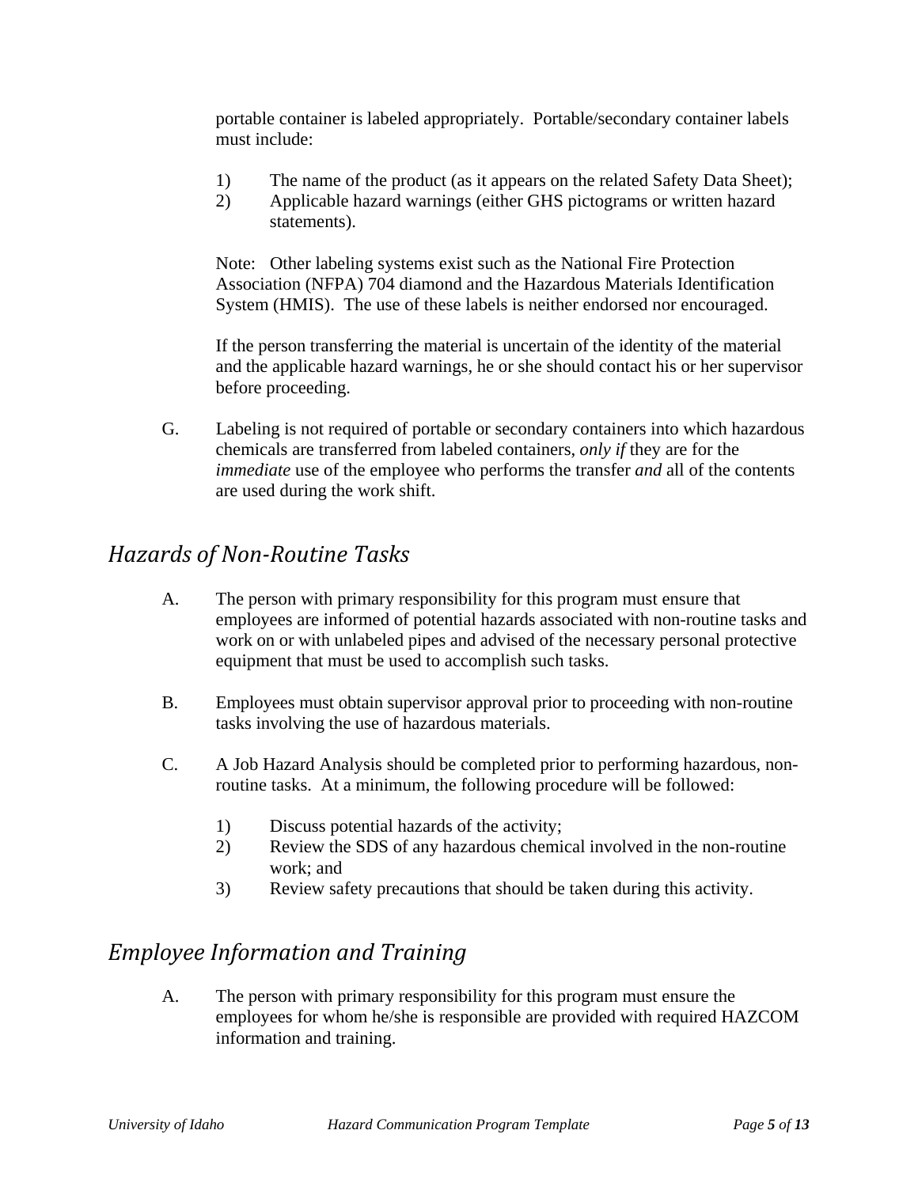portable container is labeled appropriately. Portable/secondary container labels must include:

1) The name of the product (as it appears on the related Safety Data Sheet);
2) Applicable hazard warnings (either GHS pictograms or written hazard statements).

Note: Other labeling systems exist such as the National Fire Protection Association (NFPA) 704 diamond and the Hazardous Materials Identification System (HMIS). The use of these labels is neither endorsed nor encouraged.

If the person transferring the material is uncertain of the identity of the material and the applicable hazard warnings, he or she should contact his or her supervisor before proceeding.

G. Labeling is not required of portable or secondary containers into which hazardous chemicals are transferred from labeled containers, *only if* they are for the *immediate* use of the employee who performs the transfer *and* all of the contents are used during the work shift.

## *Hazards of Non-Routine Tasks*

A. The person with primary responsibility for this program must ensure that employees are informed of potential hazards associated with non-routine tasks and work on or with unlabeled pipes and advised of the necessary personal protective equipment that must be used to accomplish such tasks.

B. Employees must obtain supervisor approval prior to proceeding with non-routine tasks involving the use of hazardous materials.

C. A Job Hazard Analysis should be completed prior to performing hazardous, non-routine tasks. At a minimum, the following procedure will be followed:

1) Discuss potential hazards of the activity;
2) Review the SDS of any hazardous chemical involved in the non-routine work; and
3) Review safety precautions that should be taken during this activity.

## *Employee Information and Training*

A. The person with primary responsibility for this program must ensure the employees for whom he/she is responsible are provided with required HAZCOM information and training.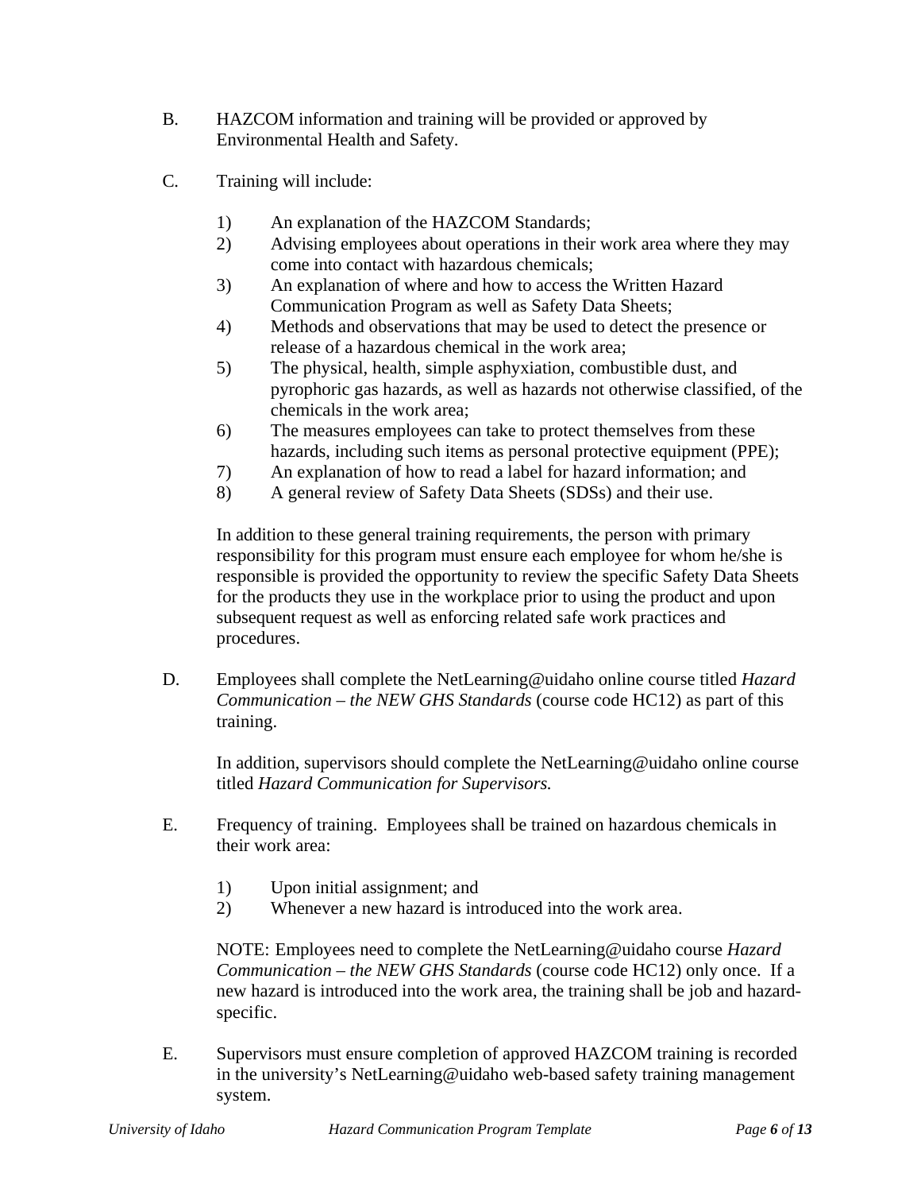B. HAZCOM information and training will be provided or approved by Environmental Health and Safety.

C. Training will include:

1) An explanation of the HAZCOM Standards;
2) Advising employees about operations in their work area where they may come into contact with hazardous chemicals;
3) An explanation of where and how to access the Written Hazard Communication Program as well as Safety Data Sheets;
4) Methods and observations that may be used to detect the presence or release of a hazardous chemical in the work area;
5) The physical, health, simple asphyxiation, combustible dust, and pyrophoric gas hazards, as well as hazards not otherwise classified, of the chemicals in the work area;
6) The measures employees can take to protect themselves from these hazards, including such items as personal protective equipment (PPE);
7) An explanation of how to read a label for hazard information; and
8) A general review of Safety Data Sheets (SDSs) and their use.

In addition to these general training requirements, the person with primary responsibility for this program must ensure each employee for whom he/she is responsible is provided the opportunity to review the specific Safety Data Sheets for the products they use in the workplace prior to using the product and upon subsequent request as well as enforcing related safe work practices and procedures.

D. Employees shall complete the NetLearning@uidaho online course titled *Hazard Communication – the NEW GHS Standards* (course code HC12) as part of this training.

In addition, supervisors should complete the NetLearning@uidaho online course titled *Hazard Communication for Supervisors.*

E. Frequency of training. Employees shall be trained on hazardous chemicals in their work area:

1) Upon initial assignment; and
2) Whenever a new hazard is introduced into the work area.

NOTE: Employees need to complete the NetLearning@uidaho course *Hazard Communication – the NEW GHS Standards* (course code HC12) only once. If a new hazard is introduced into the work area, the training shall be job and hazard-specific.

E. Supervisors must ensure completion of approved HAZCOM training is recorded in the university's NetLearning@uidaho web-based safety training management system.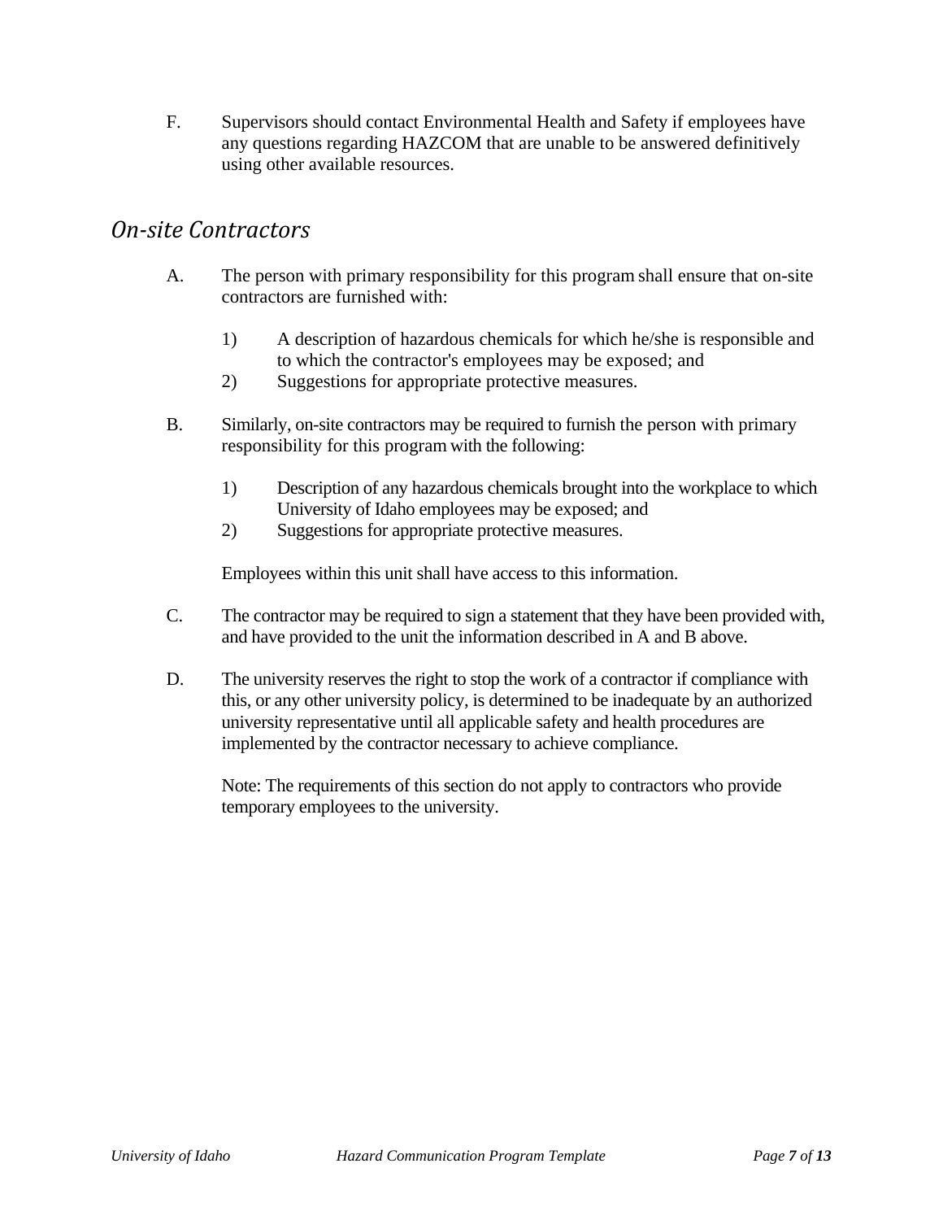F. Supervisors should contact Environmental Health and Safety if employees have any questions regarding HAZCOM that are unable to be answered definitively using other available resources.

## *On-site Contractors*

A. The person with primary responsibility for this program shall ensure that on-site contractors are furnished with:

   1) A description of hazardous chemicals for which he/she is responsible and to which the contractor's employees may be exposed; and
   2) Suggestions for appropriate protective measures.

B. Similarly, on-site contractors may be required to furnish the person with primary responsibility for this program with the following:

   1) Description of any hazardous chemicals brought into the workplace to which University of Idaho employees may be exposed; and
   2) Suggestions for appropriate protective measures.

   Employees within this unit shall have access to this information.

C. The contractor may be required to sign a statement that they have been provided with, and have provided to the unit the information described in A and B above.

D. The university reserves the right to stop the work of a contractor if compliance with this, or any other university policy, is determined to be inadequate by an authorized university representative until all applicable safety and health procedures are implemented by the contractor necessary to achieve compliance.

   Note: The requirements of this section do not apply to contractors who provide temporary employees to the university.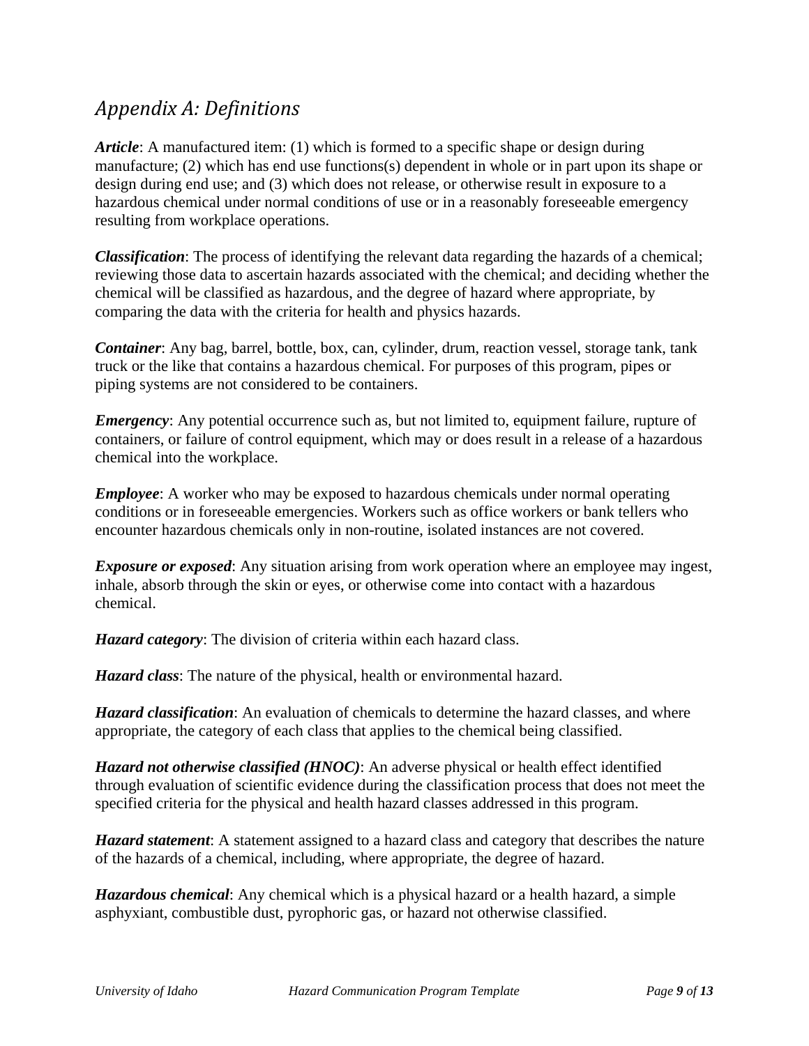## *Appendix A: Definitions*

***Article***: A manufactured item: (1) which is formed to a specific shape or design during manufacture; (2) which has end use functions(s) dependent in whole or in part upon its shape or design during end use; and (3) which does not release, or otherwise result in exposure to a hazardous chemical under normal conditions of use or in a reasonably foreseeable emergency resulting from workplace operations.

***Classification***: The process of identifying the relevant data regarding the hazards of a chemical; reviewing those data to ascertain hazards associated with the chemical; and deciding whether the chemical will be classified as hazardous, and the degree of hazard where appropriate, by comparing the data with the criteria for health and physics hazards.

***Container***: Any bag, barrel, bottle, box, can, cylinder, drum, reaction vessel, storage tank, tank truck or the like that contains a hazardous chemical. For purposes of this program, pipes or piping systems are not considered to be containers.

***Emergency***: Any potential occurrence such as, but not limited to, equipment failure, rupture of containers, or failure of control equipment, which may or does result in a release of a hazardous chemical into the workplace.

***Employee***: A worker who may be exposed to hazardous chemicals under normal operating conditions or in foreseeable emergencies. Workers such as office workers or bank tellers who encounter hazardous chemicals only in non-routine, isolated instances are not covered.

***Exposure or exposed***: Any situation arising from work operation where an employee may ingest, inhale, absorb through the skin or eyes, or otherwise come into contact with a hazardous chemical.

***Hazard category***: The division of criteria within each hazard class.

***Hazard class***: The nature of the physical, health or environmental hazard.

***Hazard classification***: An evaluation of chemicals to determine the hazard classes, and where appropriate, the category of each class that applies to the chemical being classified.

***Hazard not otherwise classified (HNOC)***: An adverse physical or health effect identified through evaluation of scientific evidence during the classification process that does not meet the specified criteria for the physical and health hazard classes addressed in this program.

***Hazard statement***: A statement assigned to a hazard class and category that describes the nature of the hazards of a chemical, including, where appropriate, the degree of hazard.

***Hazardous chemical***: Any chemical which is a physical hazard or a health hazard, a simple asphyxiant, combustible dust, pyrophoric gas, or hazard not otherwise classified.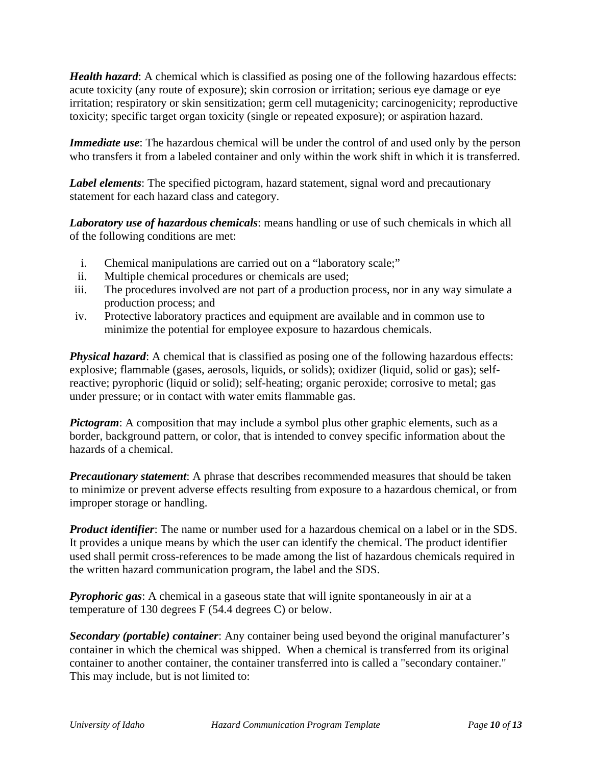***Health hazard***: A chemical which is classified as posing one of the following hazardous effects: acute toxicity (any route of exposure); skin corrosion or irritation; serious eye damage or eye irritation; respiratory or skin sensitization; germ cell mutagenicity; carcinogenicity; reproductive toxicity; specific target organ toxicity (single or repeated exposure); or aspiration hazard.

***Immediate use***: The hazardous chemical will be under the control of and used only by the person who transfers it from a labeled container and only within the work shift in which it is transferred.

***Label elements***: The specified pictogram, hazard statement, signal word and precautionary statement for each hazard class and category.

***Laboratory use of hazardous chemicals***: means handling or use of such chemicals in which all of the following conditions are met:

i. Chemical manipulations are carried out on a "laboratory scale;"
ii. Multiple chemical procedures or chemicals are used;
iii. The procedures involved are not part of a production process, nor in any way simulate a production process; and
iv. Protective laboratory practices and equipment are available and in common use to minimize the potential for employee exposure to hazardous chemicals.

***Physical hazard***: A chemical that is classified as posing one of the following hazardous effects: explosive; flammable (gases, aerosols, liquids, or solids); oxidizer (liquid, solid or gas); self-reactive; pyrophoric (liquid or solid); self-heating; organic peroxide; corrosive to metal; gas under pressure; or in contact with water emits flammable gas.

***Pictogram***: A composition that may include a symbol plus other graphic elements, such as a border, background pattern, or color, that is intended to convey specific information about the hazards of a chemical.

***Precautionary statement***: A phrase that describes recommended measures that should be taken to minimize or prevent adverse effects resulting from exposure to a hazardous chemical, or from improper storage or handling.

***Product identifier***: The name or number used for a hazardous chemical on a label or in the SDS. It provides a unique means by which the user can identify the chemical. The product identifier used shall permit cross-references to be made among the list of hazardous chemicals required in the written hazard communication program, the label and the SDS.

***Pyrophoric gas***: A chemical in a gaseous state that will ignite spontaneously in air at a temperature of 130 degrees F (54.4 degrees C) or below.

***Secondary (portable) container***: Any container being used beyond the original manufacturer's container in which the chemical was shipped. When a chemical is transferred from its original container to another container, the container transferred into is called a "secondary container." This may include, but is not limited to: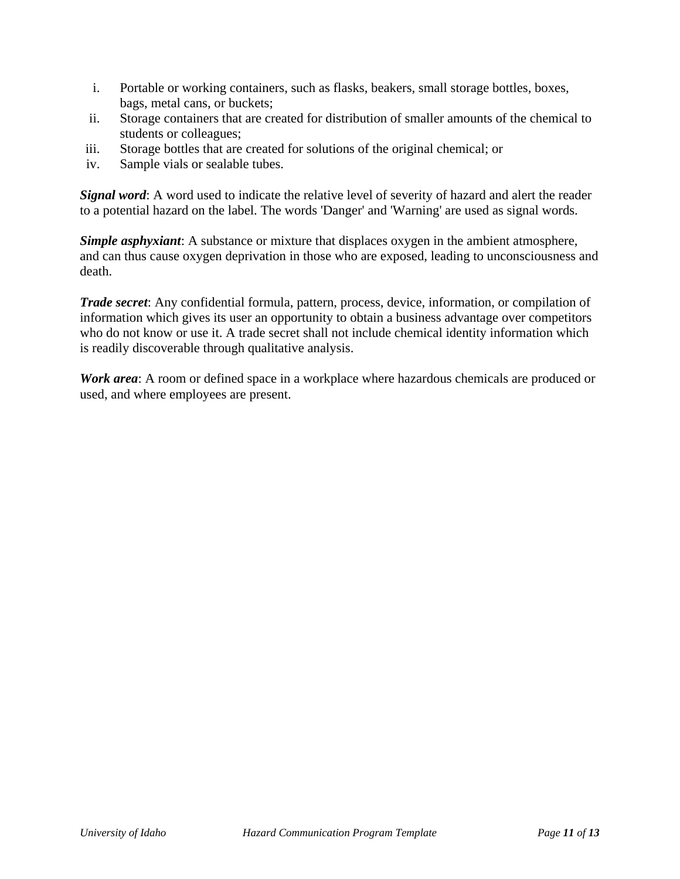i. Portable or working containers, such as flasks, beakers, small storage bottles, boxes, bags, metal cans, or buckets;
ii. Storage containers that are created for distribution of smaller amounts of the chemical to students or colleagues;
iii. Storage bottles that are created for solutions of the original chemical; or
iv. Sample vials or sealable tubes.

***Signal word***: A word used to indicate the relative level of severity of hazard and alert the reader to a potential hazard on the label. The words 'Danger' and 'Warning' are used as signal words.

***Simple asphyxiant***: A substance or mixture that displaces oxygen in the ambient atmosphere, and can thus cause oxygen deprivation in those who are exposed, leading to unconsciousness and death.

***Trade secret***: Any confidential formula, pattern, process, device, information, or compilation of information which gives its user an opportunity to obtain a business advantage over competitors who do not know or use it. A trade secret shall not include chemical identity information which is readily discoverable through qualitative analysis.

***Work area***: A room or defined space in a workplace where hazardous chemicals are produced or used, and where employees are present.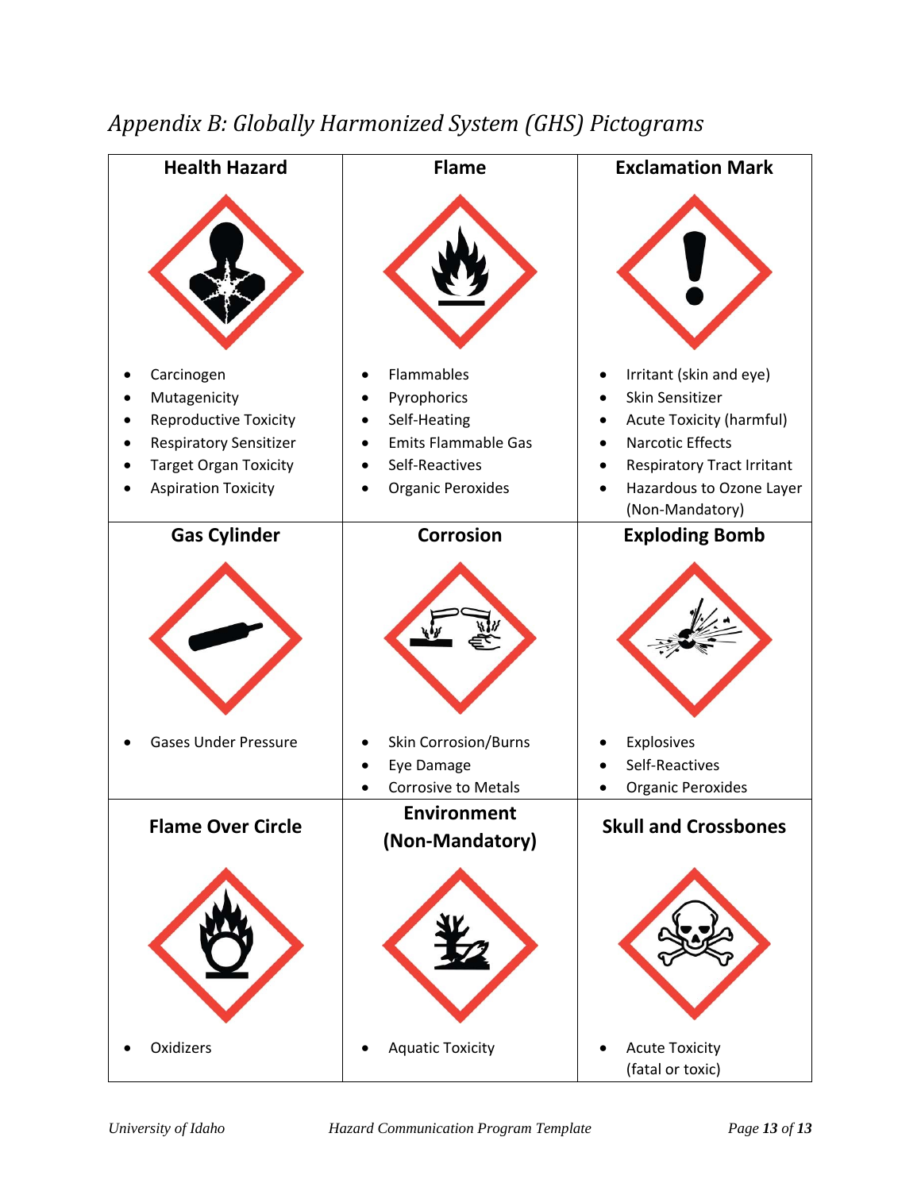## *Appendix B: Globally Harmonized System (GHS) Pictograms*

| Health Hazard | Flame | Exclamation Mark |
|---|---|---|
| • Carcinogen<br>• Mutagenicity<br>• Reproductive Toxicity<br>• Respiratory Sensitizer<br>• Target Organ Toxicity<br>• Aspiration Toxicity | • Flammables<br>• Pyrophorics<br>• Self-Heating<br>• Emits Flammable Gas<br>• Self-Reactives<br>• Organic Peroxides | • Irritant (skin and eye)<br>• Skin Sensitizer<br>• Acute Toxicity (harmful)<br>• Narcotic Effects<br>• Respiratory Tract Irritant<br>• Hazardous to Ozone Layer (Non-Mandatory) |
| **Gas Cylinder** | **Corrosion** | **Exploding Bomb** |
| • Gases Under Pressure | • Skin Corrosion/Burns<br>• Eye Damage<br>• Corrosive to Metals | • Explosives<br>• Self-Reactives<br>• Organic Peroxides |
| **Flame Over Circle** | **Environment (Non-Mandatory)** | **Skull and Crossbones** |
| • Oxidizers | • Aquatic Toxicity | • Acute Toxicity (fatal or toxic) |